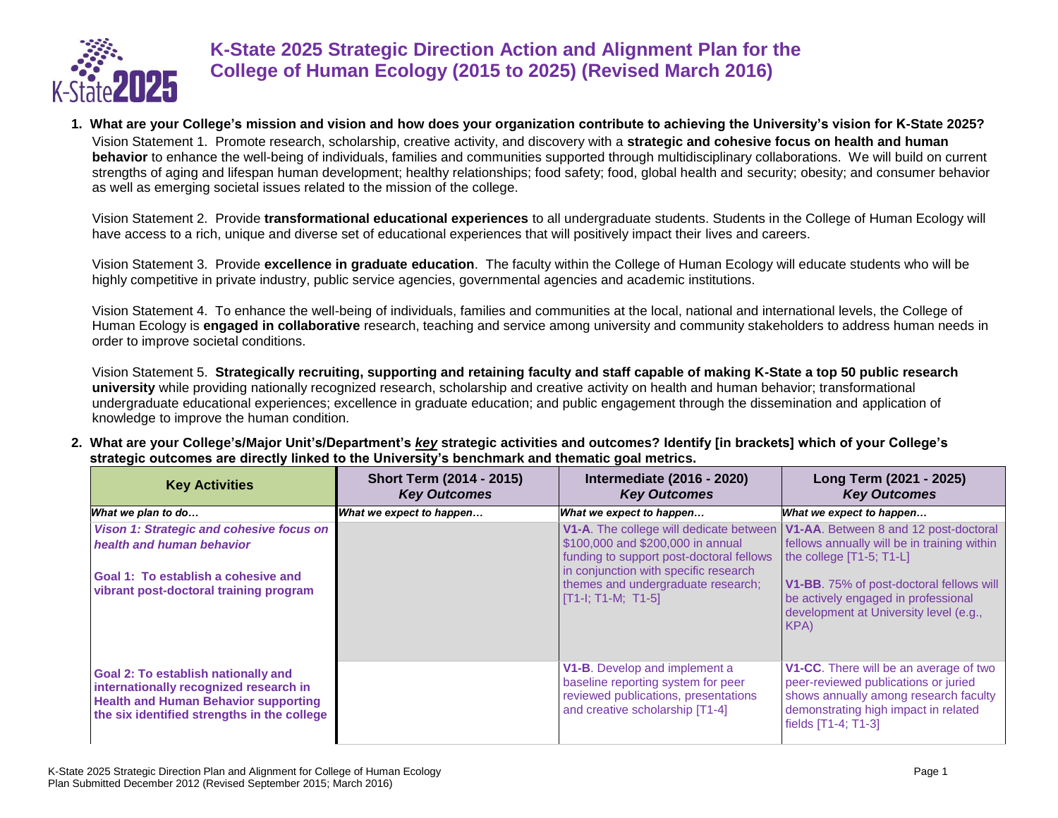# K-State 2025 Strategic Direction Action and Alignment Plan for the College of Human Ecology (2015 to 2025) (Revised March 2016)

1. **What are your College's mission and vision and how does your organization contribute to achieving the University's vision for K-State 2025?**

   Vision Statement 1. Promote research, scholarship, creative activity, and discovery with a **strategic and cohesive focus on health and human behavior** to enhance the well-being of individuals, families and communities supported through multidisciplinary collaborations. We will build on current strengths of aging and lifespan human development; healthy relationships; food safety; food, global health and security; obesity; and consumer behavior as well as emerging societal issues related to the mission of the college.

   Vision Statement 2. Provide **transformational educational experiences** to all undergraduate students. Students in the College of Human Ecology will have access to a rich, unique and diverse set of educational experiences that will positively impact their lives and careers.

   Vision Statement 3. Provide **excellence in graduate education**. The faculty within the College of Human Ecology will educate students who will be highly competitive in private industry, public service agencies, governmental agencies and academic institutions.

   Vision Statement 4. To enhance the well-being of individuals, families and communities at the local, national and international levels, the College of Human Ecology is **engaged in collaborative** research, teaching and service among university and community stakeholders to address human needs in order to improve societal conditions.

   Vision Statement 5. **Strategically recruiting, supporting and retaining faculty and staff capable of making K-State a top 50 public research university** while providing nationally recognized research, scholarship and creative activity on health and human behavior; transformational undergraduate educational experiences; excellence in graduate education; and public engagement through the dissemination and application of knowledge to improve the human condition.

2. **What are your College's/Major Unit's/Department's _key_ strategic activities and outcomes? Identify [in brackets] which of your College's strategic outcomes are directly linked to the University's benchmark and thematic goal metrics.**

| **Key Activities** | **Short Term (2014 - 2015)** ***Key Outcomes*** | **Intermediate (2016 - 2020)** ***Key Outcomes*** | **Long Term (2021 - 2025)** ***Key Outcomes*** |
|---|---|---|---|
| ***What we plan to do…*** | ***What we expect to happen…*** | ***What we expect to happen…*** | ***What we expect to happen…*** |
| ***Vison 1: Strategic and cohesive focus on health and human behavior***<br><br>**Goal 1: To establish a cohesive and vibrant post-doctoral training program** | | **V1-A**. The college will dedicate between $100,000 and $200,000 in annual funding to support post-doctoral fellows in conjunction with specific research themes and undergraduate research; [T1-I; T1-M; T1-5] | **V1-AA**. Between 8 and 12 post-doctoral fellows annually will be in training within the college [T1-5; T1-L]<br><br>**V1-BB**. 75% of post-doctoral fellows will be actively engaged in professional development at University level (e.g., KPA) |
| **Goal 2: To establish nationally and internationally recognized research in Health and Human Behavior supporting the six identified strengths in the college** | | **V1-B**. Develop and implement a baseline reporting system for peer reviewed publications, presentations and creative scholarship [T1-4] | **V1-CC**. There will be an average of two peer-reviewed publications or juried shows annually among research faculty demonstrating high impact in related fields [T1-4; T1-3] |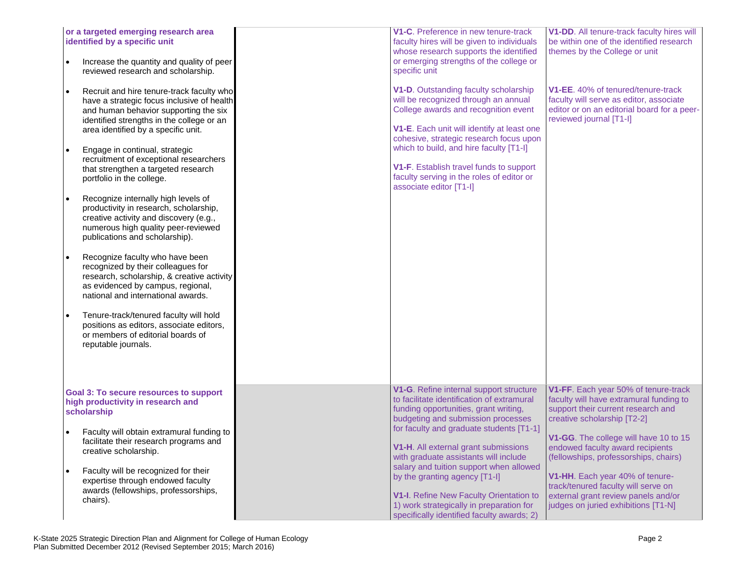| | | | |
|---|---|---|---|
| **or a targeted emerging research area identified by a specific unit**<br>• Increase the quantity and quality of peer reviewed research and scholarship.<br>• Recruit and hire tenure-track faculty who have a strategic focus inclusive of health and human behavior supporting the six identified strengths in the college or an area identified by a specific unit.<br>• Engage in continual, strategic recruitment of exceptional researchers that strengthen a targeted research portfolio in the college.<br>• Recognize internally high levels of productivity in research, scholarship, creative activity and discovery (e.g., numerous high quality peer-reviewed publications and scholarship).<br>• Recognize faculty who have been recognized by their colleagues for research, scholarship, & creative activity as evidenced by campus, regional, national and international awards.<br>• Tenure-track/tenured faculty will hold positions as editors, associate editors, or members of editorial boards of reputable journals. | | **V1-C**. Preference in new tenure-track faculty hires will be given to individuals whose research supports the identified or emerging strengths of the college or specific unit<br><br>**V1-D**. Outstanding faculty scholarship will be recognized through an annual College awards and recognition event<br><br>**V1-E**. Each unit will identify at least one cohesive, strategic research focus upon which to build, and hire faculty [T1-I]<br><br>**V1-F**. Establish travel funds to support faculty serving in the roles of editor or associate editor [T1-I] | **V1-DD**. All tenure-track faculty hires will be within one of the identified research themes by the College or unit<br><br>**V1-EE**. 40% of tenured/tenure-track faculty will serve as editor, associate editor or on an editorial board for a peer-reviewed journal [T1-I] |
| **Goal 3: To secure resources to support high productivity in research and scholarship**<br>• Faculty will obtain extramural funding to facilitate their research programs and creative scholarship.<br>• Faculty will be recognized for their expertise through endowed faculty awards (fellowships, professorships, chairs). | | **V1-G**. Refine internal support structure to facilitate identification of extramural funding opportunities, grant writing, budgeting and submission processes for faculty and graduate students [T1-1]<br><br>**V1-H**. All external grant submissions with graduate assistants will include salary and tuition support when allowed by the granting agency [T1-I]<br><br>**V1-I**. Refine New Faculty Orientation to 1) work strategically in preparation for specifically identified faculty awards; 2) | **V1-FF**. Each year 50% of tenure-track faculty will have extramural funding to support their current research and creative scholarship [T2-2]<br><br>**V1-GG**. The college will have 10 to 15 endowed faculty award recipients (fellowships, professorships, chairs)<br><br>**V1-HH**. Each year 40% of tenure-track/tenured faculty will serve on external grant review panels and/or judges on juried exhibitions [T1-N] |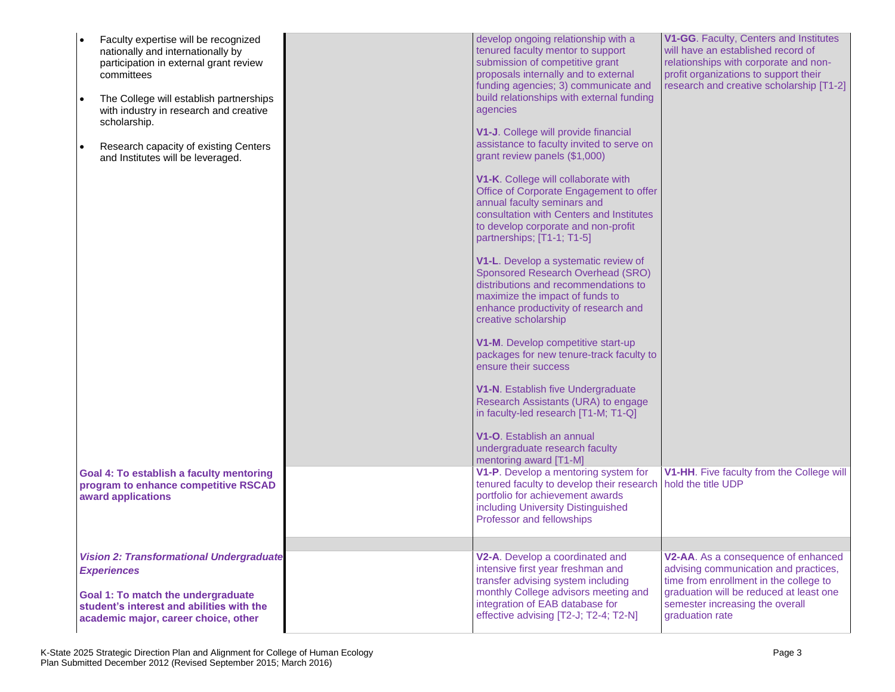| | | | |
|---|---|---|---|
| • Faculty expertise will be recognized nationally and internationally by participation in external grant review committees<br><br>• The College will establish partnerships with industry in research and creative scholarship.<br><br>• Research capacity of existing Centers and Institutes will be leveraged. | | develop ongoing relationship with a tenured faculty mentor to support submission of competitive grant proposals internally and to external funding agencies; 3) communicate and build relationships with external funding agencies<br><br>**V1-J**. College will provide financial assistance to faculty invited to serve on grant review panels ($1,000)<br><br>**V1-K**. College will collaborate with Office of Corporate Engagement to offer annual faculty seminars and consultation with Centers and Institutes to develop corporate and non-profit partnerships; [T1-1; T1-5]<br><br>**V1-L**. Develop a systematic review of Sponsored Research Overhead (SRO) distributions and recommendations to maximize the impact of funds to enhance productivity of research and creative scholarship<br><br>**V1-M**. Develop competitive start-up packages for new tenure-track faculty to ensure their success<br><br>**V1-N**. Establish five Undergraduate Research Assistants (URA) to engage in faculty-led research [T1-M; T1-Q]<br><br>**V1-O**. Establish an annual undergraduate research faculty mentoring award [T1-M] | **V1-GG**. Faculty, Centers and Institutes will have an established record of relationships with corporate and non-profit organizations to support their research and creative scholarship [T1-2] |
| **Goal 4: To establish a faculty mentoring program to enhance competitive RSCAD award applications** | | **V1-P**. Develop a mentoring system for tenured faculty to develop their research portfolio for achievement awards including University Distinguished Professor and fellowships | **V1-HH**. Five faculty from the College will hold the title UDP |
| | | | |
| ***Vision 2: Transformational Undergraduate Experiences***<br><br>**Goal 1: To match the undergraduate student's interest and abilities with the academic major, career choice, other** | | **V2-A**. Develop a coordinated and intensive first year freshman and transfer advising system including monthly College advisors meeting and integration of EAB database for effective advising [T2-J; T2-4; T2-N] | **V2-AA**. As a consequence of enhanced advising communication and practices, time from enrollment in the college to graduation will be reduced at least one semester increasing the overall graduation rate |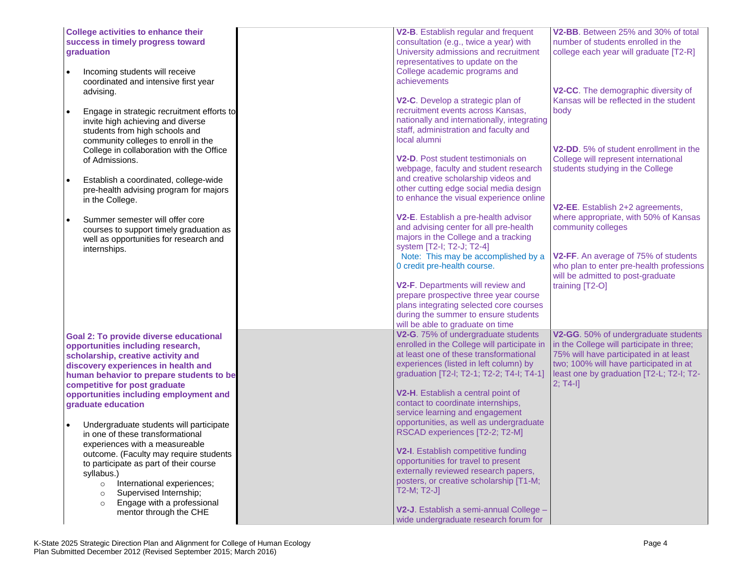| | | | |
|---|---|---|---|
| **College activities to enhance their success in timely progress toward graduation**<br><br>• Incoming students will receive coordinated and intensive first year advising.<br><br>• Engage in strategic recruitment efforts to invite high achieving and diverse students from high schools and community colleges to enroll in the College in collaboration with the Office of Admissions.<br><br>• Establish a coordinated, college-wide pre-health advising program for majors in the College.<br><br>• Summer semester will offer core courses to support timely graduation as well as opportunities for research and internships. | | **V2-B**. Establish regular and frequent consultation (e.g., twice a year) with University admissions and recruitment representatives to update on the College academic programs and achievements<br><br>**V2-C**. Develop a strategic plan of recruitment events across Kansas, nationally and internationally, integrating staff, administration and faculty and local alumni<br><br>**V2-D**. Post student testimonials on webpage, faculty and student research and creative scholarship videos and other cutting edge social media design to enhance the visual experience online<br><br>**V2-E**. Establish a pre-health advisor and advising center for all pre-health majors in the College and a tracking system [T2-I; T2-J; T2-4]<br>Note: This may be accomplished by a 0 credit pre-health course.<br><br>**V2-F**. Departments will review and prepare prospective three year course plans integrating selected core courses during the summer to ensure students will be able to graduate on time | **V2-BB**. Between 25% and 30% of total number of students enrolled in the college each year will graduate [T2-R]<br><br>**V2-CC**. The demographic diversity of Kansas will be reflected in the student body<br><br>**V2-DD**. 5% of student enrollment in the College will represent international students studying in the College<br><br>**V2-EE**. Establish 2+2 agreements, where appropriate, with 50% of Kansas community colleges<br><br>**V2-FF**. An average of 75% of students who plan to enter pre-health professions will be admitted to post-graduate training [T2-O] |
| **Goal 2: To provide diverse educational opportunities including research, scholarship, creative activity and discovery experiences in health and human behavior to prepare students to be competitive for post graduate opportunities including employment and graduate education**<br><br>• Undergraduate students will participate in one of these transformational experiences with a measureable outcome. (Faculty may require students to participate as part of their course syllabus.)<br>&nbsp;&nbsp;&nbsp;&nbsp;○ International experiences;<br>&nbsp;&nbsp;&nbsp;&nbsp;○ Supervised Internship;<br>&nbsp;&nbsp;&nbsp;&nbsp;○ Engage with a professional mentor through the CHE | | **V2-G**. 75% of undergraduate students enrolled in the College will participate in at least one of these transformational experiences (listed in left column) by graduation [T2-l; T2-1; T2-2; T4-I; T4-1]<br><br>**V2-H**. Establish a central point of contact to coordinate internships, service learning and engagement opportunities, as well as undergraduate RSCAD experiences [T2-2; T2-M]<br><br>**V2-I**. Establish competitive funding opportunities for travel to present externally reviewed research papers, posters, or creative scholarship [T1-M; T2-M; T2-J]<br><br>**V2-J**. Establish a semi-annual College – wide undergraduate research forum for | **V2-GG**. 50% of undergraduate students in the College will participate in three; 75% will have participated in at least two; 100% will have participated in at least one by graduation [T2-L; T2-I; T2-2; T4-I] |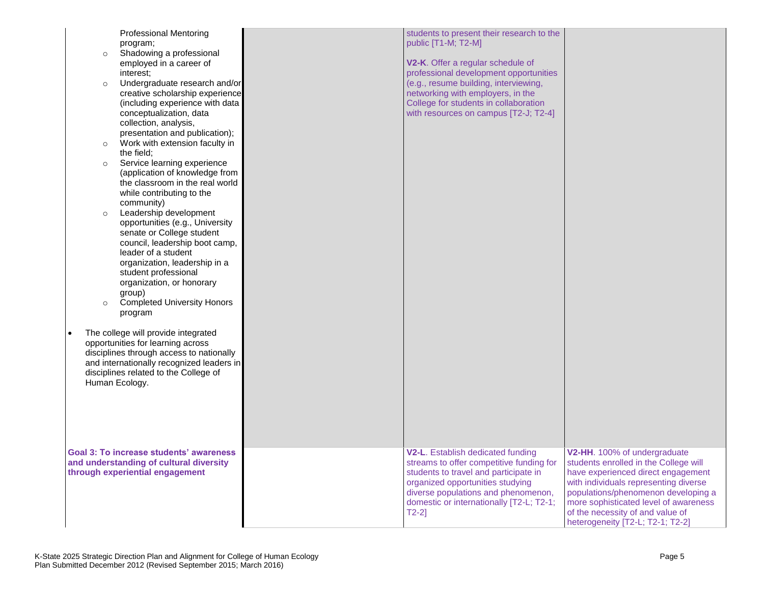| | | | |
|---|---|---|---|
| Professional Mentoring program;<br>○ Shadowing a professional employed in a career of interest;<br>○ Undergraduate research and/or creative scholarship experience (including experience with data conceptualization, data collection, analysis, presentation and publication);<br>○ Work with extension faculty in the field;<br>○ Service learning experience (application of knowledge from the classroom in the real world while contributing to the community)<br>○ Leadership development opportunities (e.g., University senate or College student council, leadership boot camp, leader of a student organization, leadership in a student professional organization, or honorary group)<br>○ Completed University Honors program<br><br>• The college will provide integrated opportunities for learning across disciplines through access to nationally and internationally recognized leaders in disciplines related to the College of Human Ecology. | | students to present their research to the public [T1-M; T2-M]<br><br>**V2-K**. Offer a regular schedule of professional development opportunities (e.g., resume building, interviewing, networking with employers, in the College for students in collaboration with resources on campus [T2-J; T2-4] | |
| **Goal 3: To increase students' awareness and understanding of cultural diversity through experiential engagement** | | **V2-L**. Establish dedicated funding streams to offer competitive funding for students to travel and participate in organized opportunities studying diverse populations and phenomenon, domestic or internationally [T2-L; T2-1; T2-2] | **V2-HH**. 100% of undergraduate students enrolled in the College will have experienced direct engagement with individuals representing diverse populations/phenomenon developing a more sophisticated level of awareness of the necessity of and value of heterogeneity [T2-L; T2-1; T2-2] |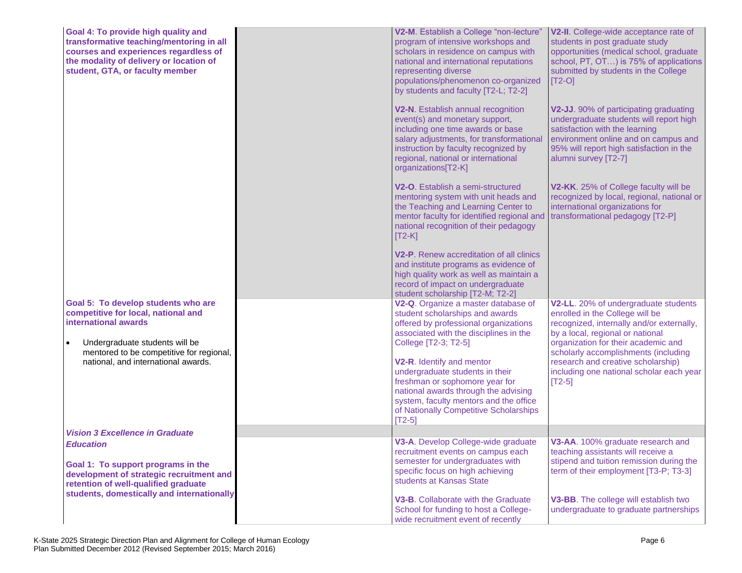| | | | |
|---|---|---|---|
| **Goal 4: To provide high quality and transformative teaching/mentoring in all courses and experiences regardless of the modality of delivery or location of student, GTA, or faculty member** | | **V2-M**. Establish a College "non-lecture" program of intensive workshops and scholars in residence on campus with national and international reputations representing diverse populations/phenomenon co-organized by students and faculty [T2-L; T2-2]<br><br>**V2-N**. Establish annual recognition event(s) and monetary support, including one time awards or base salary adjustments, for transformational instruction by faculty recognized by regional, national or international organizations[T2-K]<br><br>**V2-O**. Establish a semi-structured mentoring system with unit heads and the Teaching and Learning Center to mentor faculty for identified regional and national recognition of their pedagogy [T2-K]<br><br>**V2-P**. Renew accreditation of all clinics and institute programs as evidence of high quality work as well as maintain a record of impact on undergraduate student scholarship [T2-M; T2-2] | **V2-II**. College-wide acceptance rate of students in post graduate study opportunities (medical school, graduate school, PT, OT…) is 75% of applications submitted by students in the College [T2-O]<br><br>**V2-JJ**. 90% of participating graduating undergraduate students will report high satisfaction with the learning environment online and on campus and 95% will report high satisfaction in the alumni survey [T2-7]<br><br>**V2-KK**. 25% of College faculty will be recognized by local, regional, national or international organizations for transformational pedagogy [T2-P] |
| **Goal 5: To develop students who are competitive for local, national and international awards**<br><br>• Undergraduate students will be mentored to be competitive for regional, national, and international awards. | | **V2-Q**. Organize a master database of student scholarships and awards offered by professional organizations associated with the disciplines in the College [T2-3; T2-5]<br><br>**V2-R**. Identify and mentor undergraduate students in their freshman or sophomore year for national awards through the advising system, faculty mentors and the office of Nationally Competitive Scholarships [T2-5] | **V2-LL**. 20% of undergraduate students enrolled in the College will be recognized, internally and/or externally, by a local, regional or national organization for their academic and scholarly accomplishments (including research and creative scholarship) including one national scholar each year [T2-5] |
| ***Vision 3 Excellence in Graduate Education*** | | | |
| **Goal 1: To support programs in the development of strategic recruitment and retention of well-qualified graduate students, domestically and internationally** | | **V3-A**. Develop College-wide graduate recruitment events on campus each semester for undergraduates with specific focus on high achieving students at Kansas State<br><br>**V3-B**. Collaborate with the Graduate School for funding to host a College-wide recruitment event of recently | **V3-AA**. 100% graduate research and teaching assistants will receive a stipend and tuition remission during the term of their employment [T3-P; T3-3]<br><br>**V3-BB**. The college will establish two undergraduate to graduate partnerships |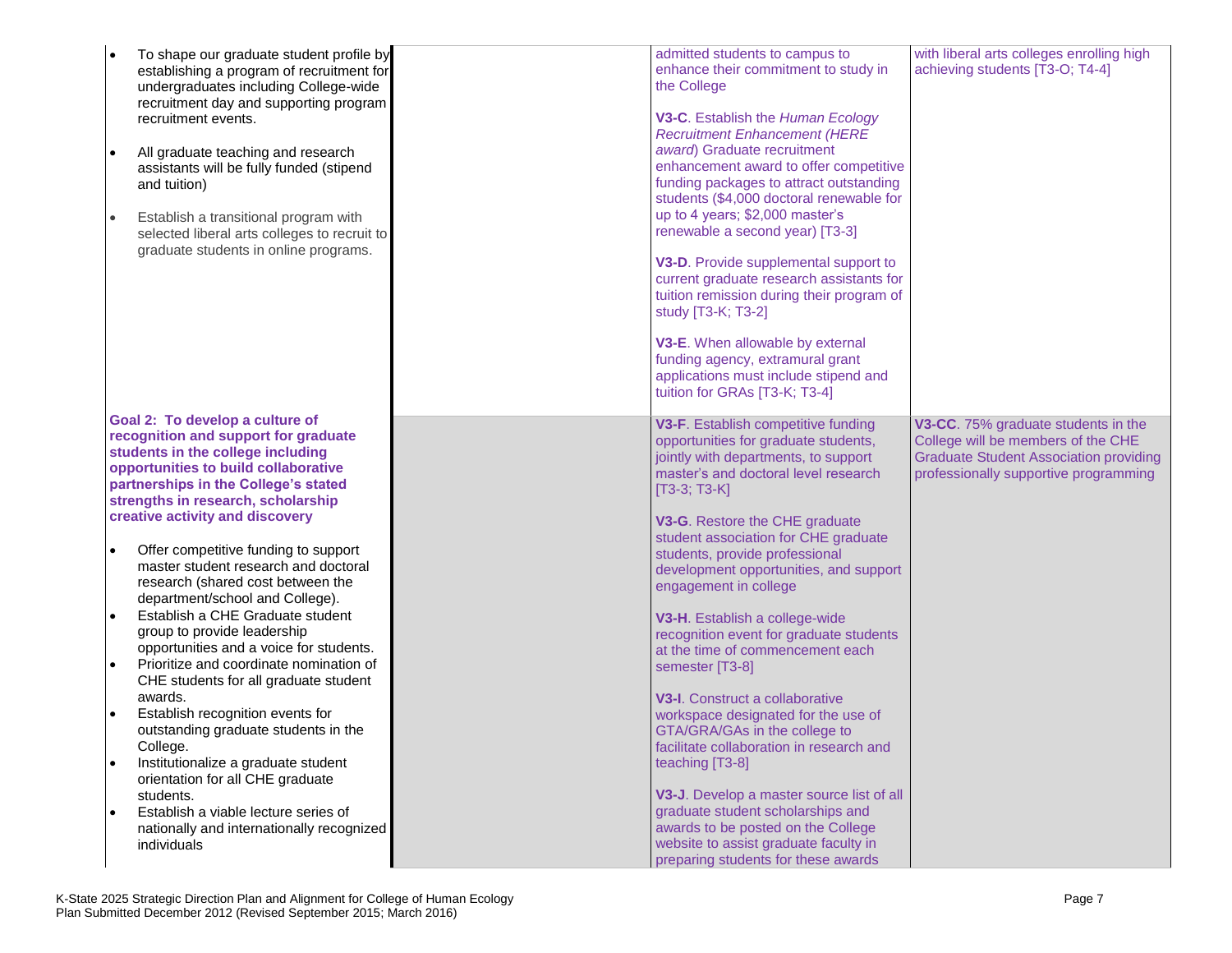| | | | |
|---|---|---|---|
| • To shape our graduate student profile by establishing a program of recruitment for undergraduates including College-wide recruitment day and supporting program recruitment events.<br><br>• All graduate teaching and research assistants will be fully funded (stipend and tuition)<br><br>• Establish a transitional program with selected liberal arts colleges to recruit to graduate students in online programs. | | admitted students to campus to enhance their commitment to study in the College<br><br>**V3-C**. Establish the *Human Ecology Recruitment Enhancement (HERE award*) Graduate recruitment enhancement award to offer competitive funding packages to attract outstanding students ($4,000 doctoral renewable for up to 4 years; $2,000 master's renewable a second year) [T3-3]<br><br>**V3-D**. Provide supplemental support to current graduate research assistants for tuition remission during their program of study [T3-K; T3-2]<br><br>**V3-E**. When allowable by external funding agency, extramural grant applications must include stipend and tuition for GRAs [T3-K; T3-4] | with liberal arts colleges enrolling high achieving students [T3-O; T4-4] |
| **Goal 2: To develop a culture of recognition and support for graduate students in the college including opportunities to build collaborative partnerships in the College's stated strengths in research, scholarship creative activity and discovery**<br><br>• Offer competitive funding to support master student research and doctoral research (shared cost between the department/school and College).<br>• Establish a CHE Graduate student group to provide leadership opportunities and a voice for students.<br>• Prioritize and coordinate nomination of CHE students for all graduate student awards.<br>• Establish recognition events for outstanding graduate students in the College.<br>• Institutionalize a graduate student orientation for all CHE graduate students.<br>• Establish a viable lecture series of nationally and internationally recognized individuals | | **V3-F**. Establish competitive funding opportunities for graduate students, jointly with departments, to support master's and doctoral level research [T3-3; T3-K]<br><br>**V3-G**. Restore the CHE graduate student association for CHE graduate students, provide professional development opportunities, and support engagement in college<br><br>**V3-H**. Establish a college-wide recognition event for graduate students at the time of commencement each semester [T3-8]<br><br>**V3-I**. Construct a collaborative workspace designated for the use of GTA/GRA/GAs in the college to facilitate collaboration in research and teaching [T3-8]<br><br>**V3-J**. Develop a master source list of all graduate student scholarships and awards to be posted on the College website to assist graduate faculty in preparing students for these awards | **V3-CC**. 75% graduate students in the College will be members of the CHE Graduate Student Association providing professionally supportive programming |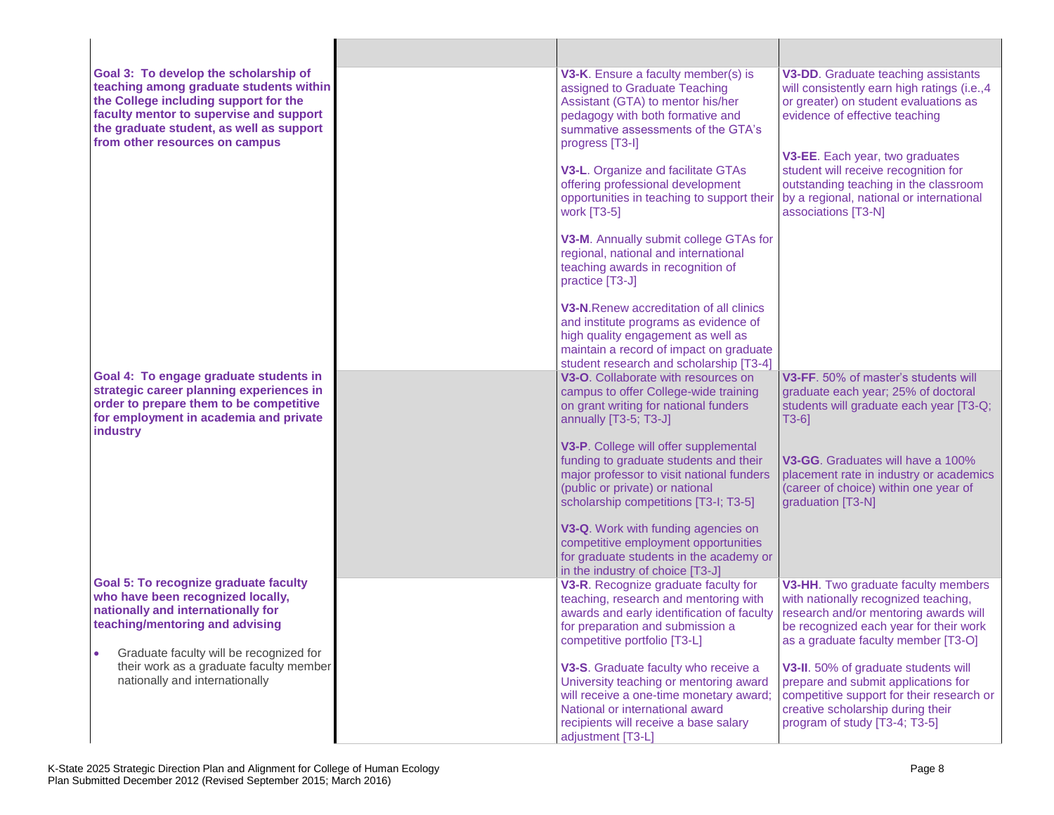| | | | |
|---|---|---|---|
| **Goal 3: To develop the scholarship of teaching among graduate students within the College including support for the faculty mentor to supervise and support the graduate student, as well as support from other resources on campus** | | **V3-K**. Ensure a faculty member(s) is assigned to Graduate Teaching Assistant (GTA) to mentor his/her pedagogy with both formative and summative assessments of the GTA's progress [T3-I]<br><br>**V3-L**. Organize and facilitate GTAs offering professional development opportunities in teaching to support their work [T3-5]<br><br>**V3-M**. Annually submit college GTAs for regional, national and international teaching awards in recognition of practice [T3-J]<br><br>**V3-N**.Renew accreditation of all clinics and institute programs as evidence of high quality engagement as well as maintain a record of impact on graduate student research and scholarship [T3-4] | **V3-DD**. Graduate teaching assistants will consistently earn high ratings (i.e.,4 or greater) on student evaluations as evidence of effective teaching<br><br>**V3-EE**. Each year, two graduates student will receive recognition for outstanding teaching in the classroom by a regional, national or international associations [T3-N] |
| **Goal 4: To engage graduate students in strategic career planning experiences in order to prepare them to be competitive for employment in academia and private industry** | | **V3-O**. Collaborate with resources on campus to offer College-wide training on grant writing for national funders annually [T3-5; T3-J]<br><br>**V3-P**. College will offer supplemental funding to graduate students and their major professor to visit national funders (public or private) or national scholarship competitions [T3-I; T3-5]<br><br>**V3-Q**. Work with funding agencies on competitive employment opportunities for graduate students in the academy or in the industry of choice [T3-J] | **V3-FF**. 50% of master's students will graduate each year; 25% of doctoral students will graduate each year [T3-Q; T3-6]<br><br>**V3-GG**. Graduates will have a 100% placement rate in industry or academics (career of choice) within one year of graduation [T3-N] |
| **Goal 5: To recognize graduate faculty who have been recognized locally, nationally and internationally for teaching/mentoring and advising**<br><br>• Graduate faculty will be recognized for their work as a graduate faculty member nationally and internationally | | **V3-R**. Recognize graduate faculty for teaching, research and mentoring with awards and early identification of faculty for preparation and submission a competitive portfolio [T3-L]<br><br>**V3-S**. Graduate faculty who receive a University teaching or mentoring award will receive a one-time monetary award; National or international award recipients will receive a base salary adjustment [T3-L] | **V3-HH**. Two graduate faculty members with nationally recognized teaching, research and/or mentoring awards will be recognized each year for their work as a graduate faculty member [T3-O]<br><br>**V3-II**. 50% of graduate students will prepare and submit applications for competitive support for their research or creative scholarship during their program of study [T3-4; T3-5] |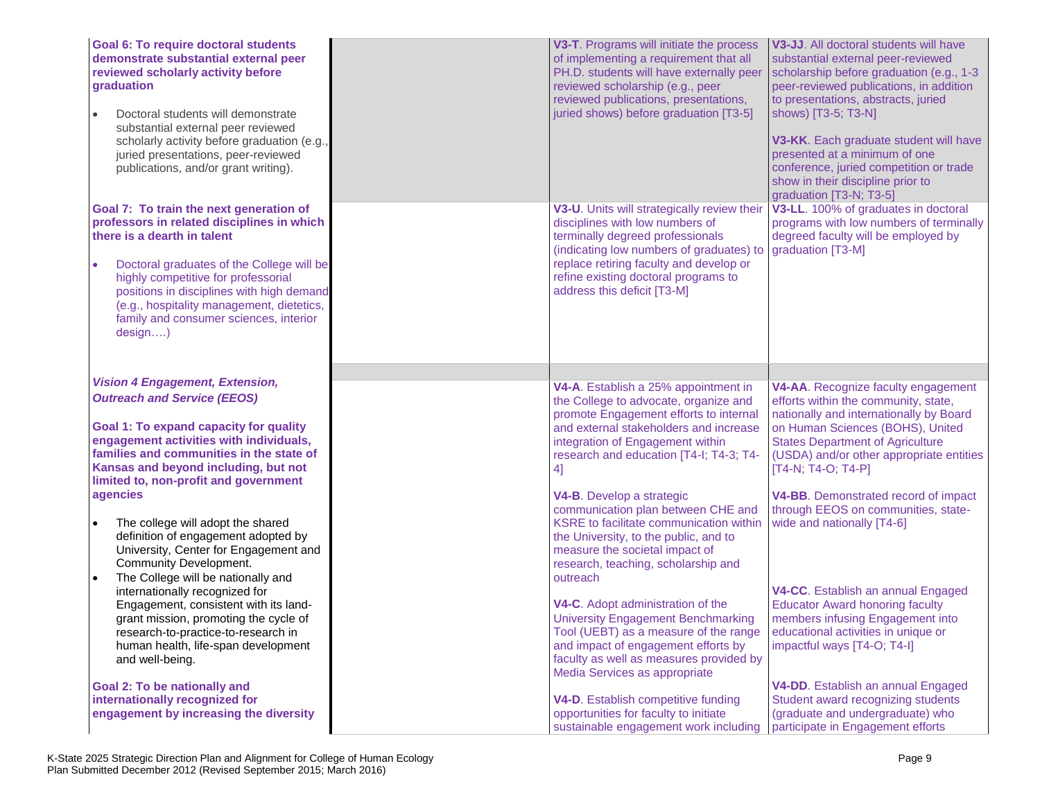| | | | |
|---|---|---|---|
| **Goal 6: To require doctoral students demonstrate substantial external peer reviewed scholarly activity before graduation**<br><br>• Doctoral students will demonstrate substantial external peer reviewed scholarly activity before graduation (e.g., juried presentations, peer-reviewed publications, and/or grant writing). | | **V3-T**. Programs will initiate the process of implementing a requirement that all PH.D. students will have externally peer reviewed scholarship (e.g., peer reviewed publications, presentations, juried shows) before graduation [T3-5] | **V3-JJ**. All doctoral students will have substantial external peer-reviewed scholarship before graduation (e.g., 1-3 peer-reviewed publications, in addition to presentations, abstracts, juried shows) [T3-5; T3-N]<br><br>**V3-KK**. Each graduate student will have presented at a minimum of one conference, juried competition or trade show in their discipline prior to graduation [T3-N; T3-5] |
| **Goal 7: To train the next generation of professors in related disciplines in which there is a dearth in talent**<br><br>• Doctoral graduates of the College will be highly competitive for professorial positions in disciplines with high demand (e.g., hospitality management, dietetics, family and consumer sciences, interior design….) | | **V3-U**. Units will strategically review their disciplines with low numbers of terminally degreed professionals (indicating low numbers of graduates) to replace retiring faculty and develop or refine existing doctoral programs to address this deficit [T3-M] | **V3-LL**. 100% of graduates in doctoral programs with low numbers of terminally degreed faculty will be employed by graduation [T3-M] |
| | | | |
| ***Vision 4 Engagement, Extension, Outreach and Service (EEOS)***<br><br>**Goal 1: To expand capacity for quality engagement activities with individuals, families and communities in the state of Kansas and beyond including, but not limited to, non-profit and government agencies**<br><br>• The college will adopt the shared definition of engagement adopted by University, Center for Engagement and Community Development.<br>• The College will be nationally and internationally recognized for Engagement, consistent with its land-grant mission, promoting the cycle of research-to-practice-to-research in human health, life-span development and well-being.<br><br>**Goal 2: To be nationally and internationally recognized for engagement by increasing the diversity** | | **V4-A**. Establish a 25% appointment in the College to advocate, organize and promote Engagement efforts to internal and external stakeholders and increase integration of Engagement within research and education [T4-I; T4-3; T4-4]<br><br>**V4-B**. Develop a strategic communication plan between CHE and KSRE to facilitate communication within the University, to the public, and to measure the societal impact of research, teaching, scholarship and outreach<br><br>**V4-C**. Adopt administration of the University Engagement Benchmarking Tool (UEBT) as a measure of the range and impact of engagement efforts by faculty as well as measures provided by Media Services as appropriate<br><br>**V4-D**. Establish competitive funding opportunities for faculty to initiate sustainable engagement work including | **V4-AA**. Recognize faculty engagement efforts within the community, state, nationally and internationally by Board on Human Sciences (BOHS), United States Department of Agriculture (USDA) and/or other appropriate entities [T4-N; T4-O; T4-P]<br><br>**V4-BB**. Demonstrated record of impact through EEOS on communities, state-wide and nationally [T4-6]<br><br>**V4-CC**. Establish an annual Engaged Educator Award honoring faculty members infusing Engagement into educational activities in unique or impactful ways [T4-O; T4-I]<br><br>**V4-DD**. Establish an annual Engaged Student award recognizing students (graduate and undergraduate) who participate in Engagement efforts |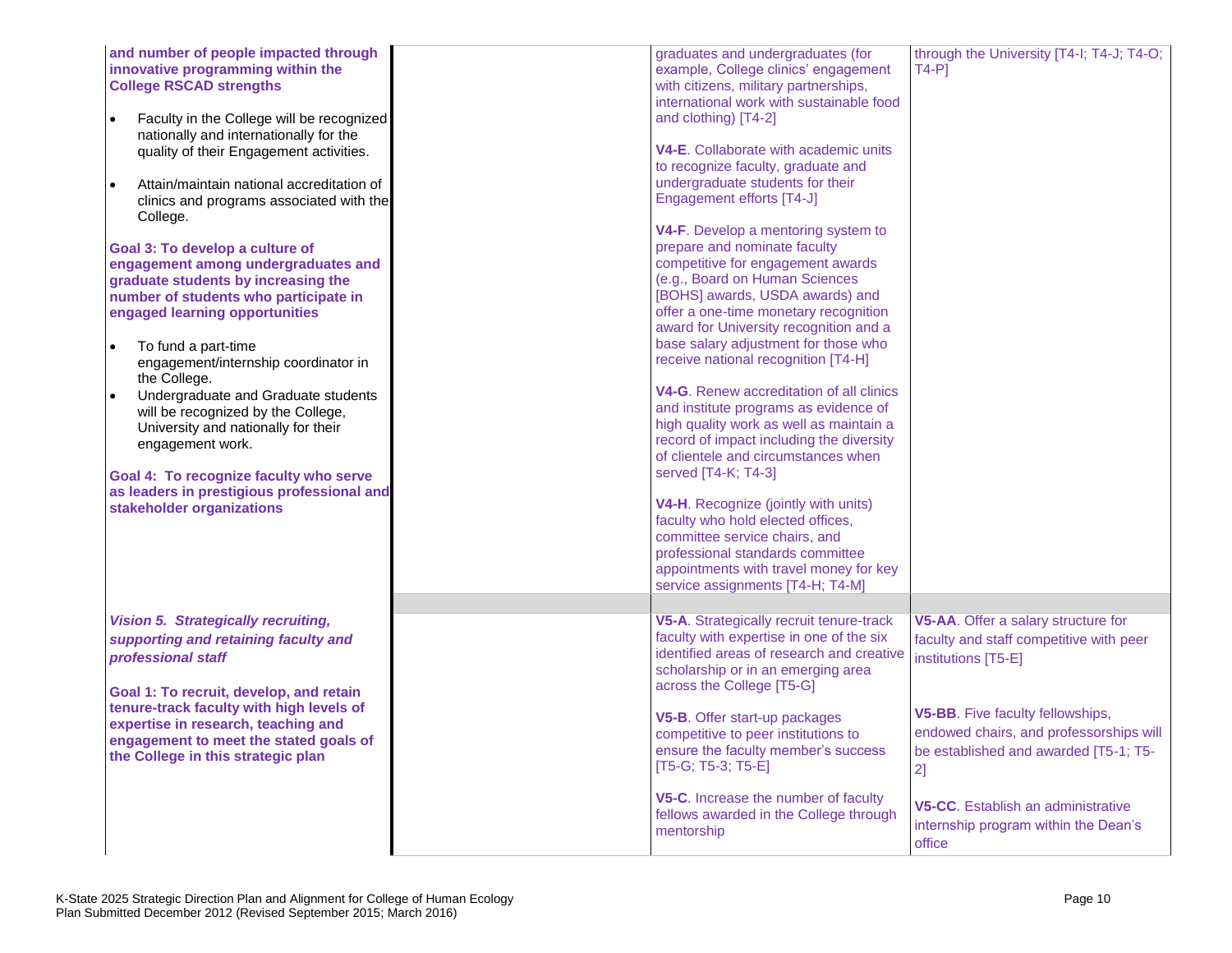| | | | |
|---|---|---|---|
| **and number of people impacted through innovative programming within the College RSCAD strengths**<br><br>• Faculty in the College will be recognized nationally and internationally for the quality of their Engagement activities.<br><br>• Attain/maintain national accreditation of clinics and programs associated with the College.<br><br>**Goal 3: To develop a culture of engagement among undergraduates and graduate students by increasing the number of students who participate in engaged learning opportunities**<br><br>• To fund a part-time engagement/internship coordinator in the College.<br>• Undergraduate and Graduate students will be recognized by the College, University and nationally for their engagement work.<br><br>**Goal 4: To recognize faculty who serve as leaders in prestigious professional and stakeholder organizations** | | graduates and undergraduates (for example, College clinics' engagement with citizens, military partnerships, international work with sustainable food and clothing) [T4-2]<br><br>**V4-E**. Collaborate with academic units to recognize faculty, graduate and undergraduate students for their Engagement efforts [T4-J]<br><br>**V4-F**. Develop a mentoring system to prepare and nominate faculty competitive for engagement awards (e.g., Board on Human Sciences [BOHS] awards, USDA awards) and offer a one-time monetary recognition award for University recognition and a base salary adjustment for those who receive national recognition [T4-H]<br><br>**V4-G**. Renew accreditation of all clinics and institute programs as evidence of high quality work as well as maintain a record of impact including the diversity of clientele and circumstances when served [T4-K; T4-3]<br><br>**V4-H**. Recognize (jointly with units) faculty who hold elected offices, committee service chairs, and professional standards committee appointments with travel money for key service assignments [T4-H; T4-M] | through the University [T4-I; T4-J; T4-O; T4-P] |
| | | | |
| ***Vision 5. Strategically recruiting, supporting and retaining faculty and professional staff***<br><br>**Goal 1: To recruit, develop, and retain tenure-track faculty with high levels of expertise in research, teaching and engagement to meet the stated goals of the College in this strategic plan** | | **V5-A**. Strategically recruit tenure-track faculty with expertise in one of the six identified areas of research and creative scholarship or in an emerging area across the College [T5-G]<br><br>**V5-B**. Offer start-up packages competitive to peer institutions to ensure the faculty member's success [T5-G; T5-3; T5-E]<br><br>**V5-C**. Increase the number of faculty fellows awarded in the College through mentorship | **V5-AA**. Offer a salary structure for faculty and staff competitive with peer institutions [T5-E]<br><br>**V5-BB**. Five faculty fellowships, endowed chairs, and professorships will be established and awarded [T5-1; T5-2]<br><br>**V5-CC**. Establish an administrative internship program within the Dean's office |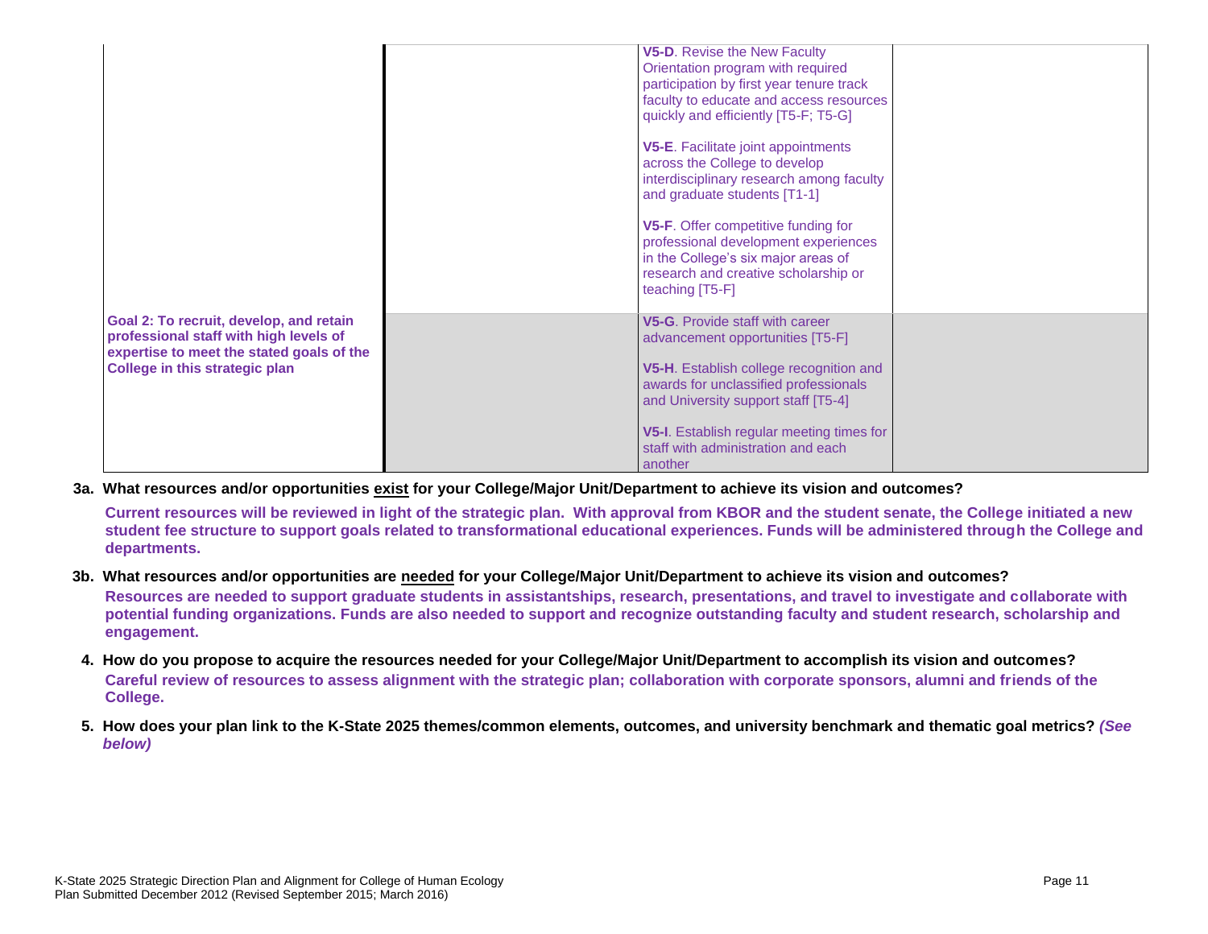| | | | |
|---|---|---|---|
| | | **V5-D**. Revise the New Faculty Orientation program with required participation by first year tenure track faculty to educate and access resources quickly and efficiently [T5-F; T5-G]<br><br>**V5-E**. Facilitate joint appointments across the College to develop interdisciplinary research among faculty and graduate students [T1-1]<br><br>**V5-F**. Offer competitive funding for professional development experiences in the College's six major areas of research and creative scholarship or teaching [T5-F] | |
| **Goal 2: To recruit, develop, and retain professional staff with high levels of expertise to meet the stated goals of the College in this strategic plan** | | **V5-G**. Provide staff with career advancement opportunities [T5-F]<br><br>**V5-H**. Establish college recognition and awards for unclassified professionals and University support staff [T5-4]<br><br>**V5-I**. Establish regular meeting times for staff with administration and each another | |

**3a. What resources and/or opportunities <u>exist</u> for your College/Major Unit/Department to achieve its vision and outcomes?**

**Current resources will be reviewed in light of the strategic plan. With approval from KBOR and the student senate, the College initiated a new student fee structure to support goals related to transformational educational experiences. Funds will be administered through the College and departments.**

**3b. What resources and/or opportunities are <u>needed</u> for your College/Major Unit/Department to achieve its vision and outcomes?**

**Resources are needed to support graduate students in assistantships, research, presentations, and travel to investigate and collaborate with potential funding organizations. Funds are also needed to support and recognize outstanding faculty and student research, scholarship and engagement.**

**4. How do you propose to acquire the resources needed for your College/Major Unit/Department to accomplish its vision and outcomes?**

**Careful review of resources to assess alignment with the strategic plan; collaboration with corporate sponsors, alumni and friends of the College.**

**5. How does your plan link to the K-State 2025 themes/common elements, outcomes, and university benchmark and thematic goal metrics?** ***(See below)***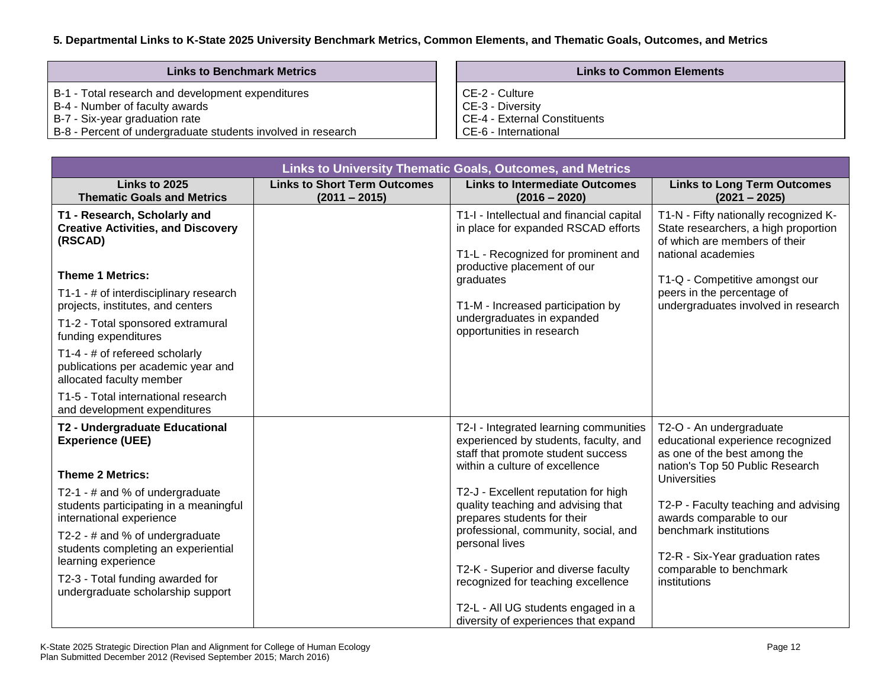**5. Departmental Links to K-State 2025 University Benchmark Metrics, Common Elements, and Thematic Goals, Outcomes, and Metrics**

| Links to Benchmark Metrics |
|---|
| B-1 - Total research and development expenditures<br>B-4 - Number of faculty awards<br>B-7 - Six-year graduation rate<br>B-8 - Percent of undergraduate students involved in research |

| Links to Common Elements |
|---|
| CE-2 - Culture<br>CE-3 - Diversity<br>CE-4 - External Constituents<br>CE-6 - International |

| Links to University Thematic Goals, Outcomes, and Metrics | | | |
|---|---|---|---|
| **Links to 2025 Thematic Goals and Metrics** | **Links to Short Term Outcomes (2011 – 2015)** | **Links to Intermediate Outcomes (2016 – 2020)** | **Links to Long Term Outcomes (2021 – 2025)** |
| **T1 - Research, Scholarly and Creative Activities, and Discovery (RSCAD)**<br><br>**Theme 1 Metrics:**<br>T1-1 - # of interdisciplinary research projects, institutes, and centers<br>T1-2 - Total sponsored extramural funding expenditures<br>T1-4 - # of refereed scholarly publications per academic year and allocated faculty member<br>T1-5 - Total international research and development expenditures | | T1-I - Intellectual and financial capital in place for expanded RSCAD efforts<br><br>T1-L - Recognized for prominent and productive placement of our graduates<br><br>T1-M - Increased participation by undergraduates in expanded opportunities in research | T1-N - Fifty nationally recognized K-State researchers, a high proportion of which are members of their national academies<br><br>T1-Q - Competitive amongst our peers in the percentage of undergraduates involved in research |
| **T2 - Undergraduate Educational Experience (UEE)**<br><br>**Theme 2 Metrics:**<br>T2-1 - # and % of undergraduate students participating in a meaningful international experience<br>T2-2 - # and % of undergraduate students completing an experiential learning experience<br>T2-3 - Total funding awarded for undergraduate scholarship support | | T2-I - Integrated learning communities experienced by students, faculty, and staff that promote student success within a culture of excellence<br><br>T2-J - Excellent reputation for high quality teaching and advising that prepares students for their professional, community, social, and personal lives<br><br>T2-K - Superior and diverse faculty recognized for teaching excellence<br><br>T2-L - All UG students engaged in a diversity of experiences that expand | T2-O - An undergraduate educational experience recognized as one of the best among the nation's Top 50 Public Research Universities<br><br>T2-P - Faculty teaching and advising awards comparable to our benchmark institutions<br><br>T2-R - Six-Year graduation rates comparable to benchmark institutions |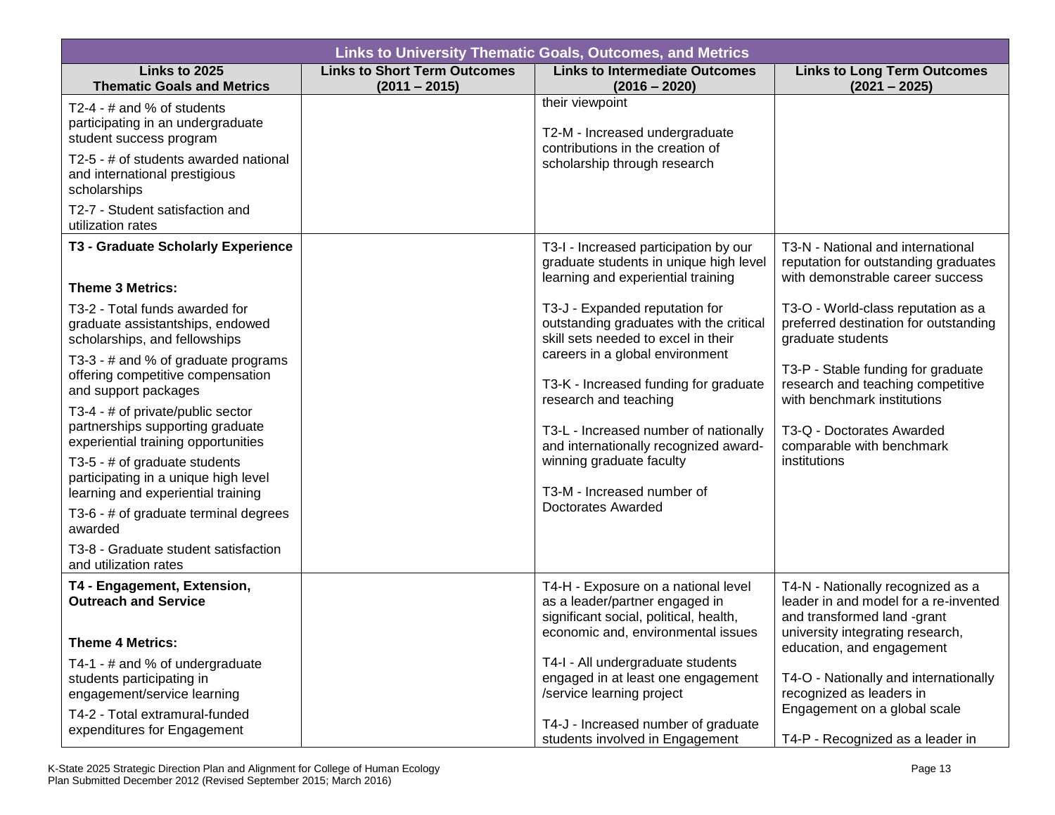| Links to University Thematic Goals, Outcomes, and Metrics | | | |
|---|---|---|---|
| **Links to 2025 Thematic Goals and Metrics** | **Links to Short Term Outcomes (2011 – 2015)** | **Links to Intermediate Outcomes (2016 – 2020)** | **Links to Long Term Outcomes (2021 – 2025)** |
| T2-4 - # and % of students participating in an undergraduate student success program<br><br>T2-5 - # of students awarded national and international prestigious scholarships<br><br>T2-7 - Student satisfaction and utilization rates | | their viewpoint<br><br>T2-M - Increased undergraduate contributions in the creation of scholarship through research | |
| **T3 - Graduate Scholarly Experience**<br><br>**Theme 3 Metrics:**<br><br>T3-2 - Total funds awarded for graduate assistantships, endowed scholarships, and fellowships<br><br>T3-3 - # and % of graduate programs offering competitive compensation and support packages<br><br>T3-4 - # of private/public sector partnerships supporting graduate experiential training opportunities<br><br>T3-5 - # of graduate students participating in a unique high level learning and experiential training<br><br>T3-6 - # of graduate terminal degrees awarded<br><br>T3-8 - Graduate student satisfaction and utilization rates | | T3-I - Increased participation by our graduate students in unique high level learning and experiential training<br><br>T3-J - Expanded reputation for outstanding graduates with the critical skill sets needed to excel in their careers in a global environment<br><br>T3-K - Increased funding for graduate research and teaching<br><br>T3-L - Increased number of nationally and internationally recognized award-winning graduate faculty<br><br>T3-M - Increased number of Doctorates Awarded | T3-N - National and international reputation for outstanding graduates with demonstrable career success<br><br>T3-O - World-class reputation as a preferred destination for outstanding graduate students<br><br>T3-P - Stable funding for graduate research and teaching competitive with benchmark institutions<br><br>T3-Q - Doctorates Awarded comparable with benchmark institutions |
| **T4 - Engagement, Extension, Outreach and Service**<br><br>**Theme 4 Metrics:**<br><br>T4-1 - # and % of undergraduate students participating in engagement/service learning<br><br>T4-2 - Total extramural-funded expenditures for Engagement | | T4-H - Exposure on a national level as a leader/partner engaged in significant social, political, health, economic and, environmental issues<br><br>T4-I - All undergraduate students engaged in at least one engagement /service learning project<br><br>T4-J - Increased number of graduate students involved in Engagement | T4-N - Nationally recognized as a leader in and model for a re-invented and transformed land -grant university integrating research, education, and engagement<br><br>T4-O - Nationally and internationally recognized as leaders in Engagement on a global scale<br><br>T4-P - Recognized as a leader in |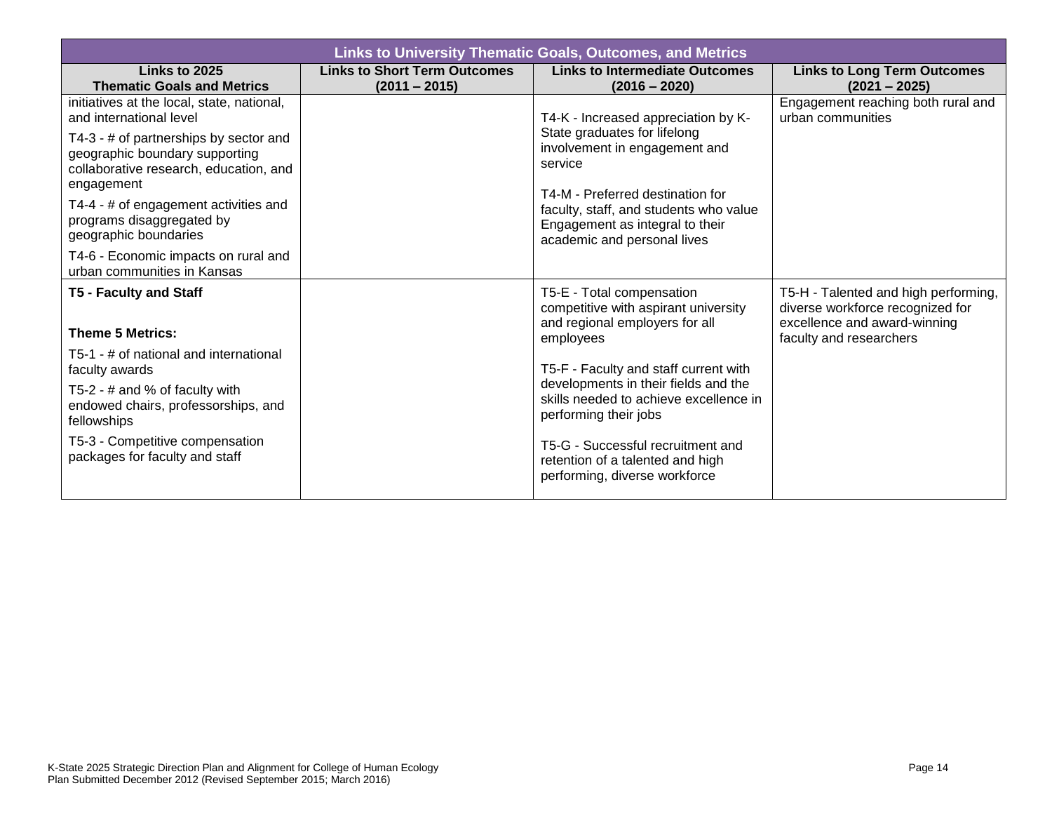| Links to University Thematic Goals, Outcomes, and Metrics | | | |
|---|---|---|---|
| **Links to 2025 Thematic Goals and Metrics** | **Links to Short Term Outcomes (2011 – 2015)** | **Links to Intermediate Outcomes (2016 – 2020)** | **Links to Long Term Outcomes (2021 – 2025)** |
| initiatives at the local, state, national, and international level<br><br>T4-3 - # of partnerships by sector and geographic boundary supporting collaborative research, education, and engagement<br><br>T4-4 - # of engagement activities and programs disaggregated by geographic boundaries<br><br>T4-6 - Economic impacts on rural and urban communities in Kansas | | T4-K - Increased appreciation by K-State graduates for lifelong involvement in engagement and service<br><br>T4-M - Preferred destination for faculty, staff, and students who value Engagement as integral to their academic and personal lives | Engagement reaching both rural and urban communities |
| **T5 - Faculty and Staff**<br><br>**Theme 5 Metrics:**<br><br>T5-1 - # of national and international faculty awards<br><br>T5-2 - # and % of faculty with endowed chairs, professorships, and fellowships<br><br>T5-3 - Competitive compensation packages for faculty and staff | | T5-E - Total compensation competitive with aspirant university and regional employers for all employees<br><br>T5-F - Faculty and staff current with developments in their fields and the skills needed to achieve excellence in performing their jobs<br><br>T5-G - Successful recruitment and retention of a talented and high performing, diverse workforce | T5-H - Talented and high performing, diverse workforce recognized for excellence and award-winning faculty and researchers |